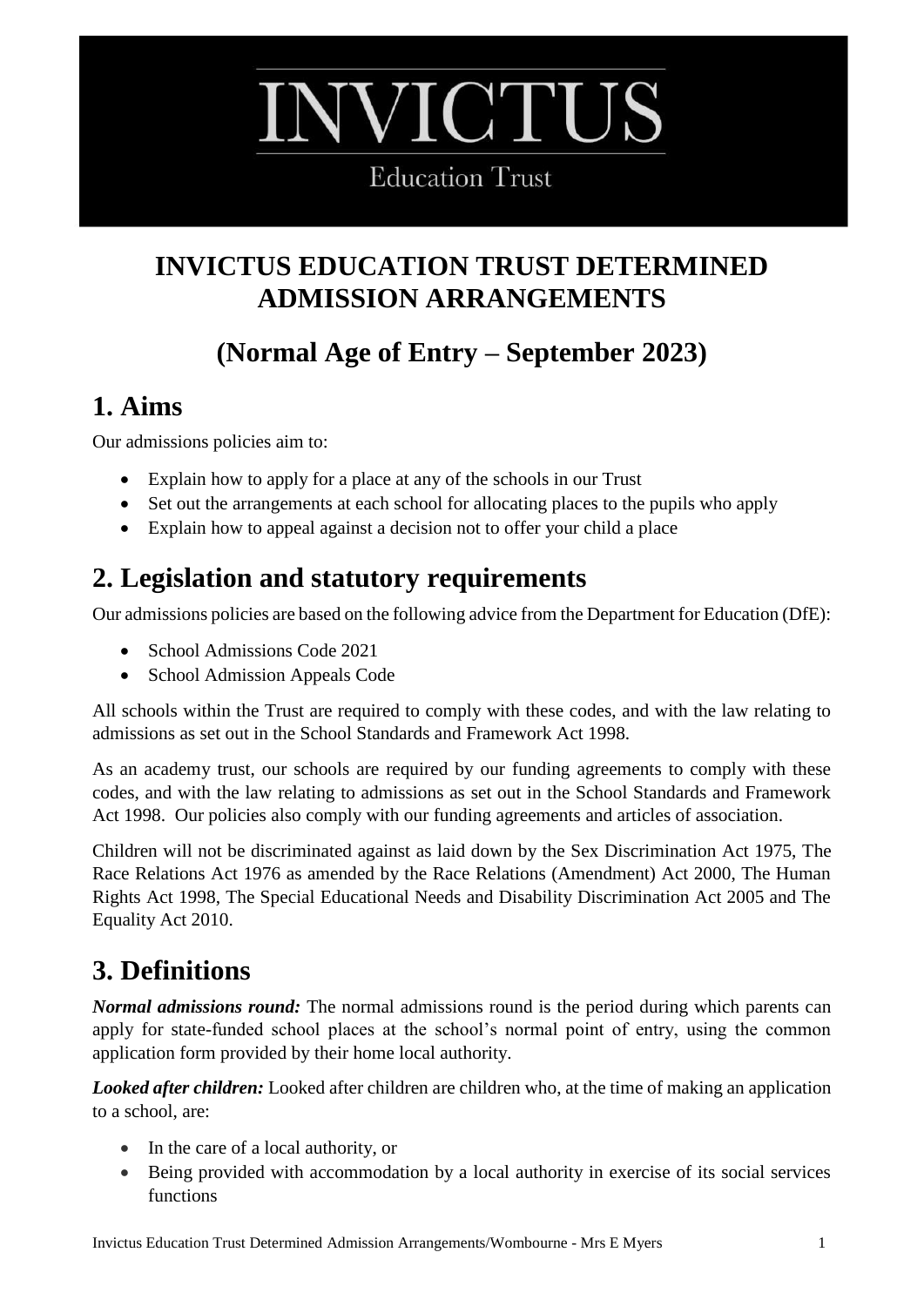# INVICTUS

Education Trust

# INVICTUS EDUCATION TRUST DETERMINED ADMISSION ARRANGEMENTS

## (Normal Age of Entry – September 2023)

## 1. Aims

Our admissions policies aim to:

- Explain how to apply for a place at any of the schools in our Trust
- Set out the arrangements at each school for allocating places to the pupils who apply
- Explain how to appeal against a decision not to offer your child a place

## 2. Legislation and statutory requirements

Our admissions policies are based on the following advice from the Department for Education (DfE):

- School Admissions Code 2021
- School Admission Appeals Code

All schools within the Trust are required to comply with these codes, and with the law relating to admissions as set out in the School Standards and Framework Act 1998.

As an academy trust, our schools are required by our funding agreements to comply with these codes, and with the law relating to admissions as set out in the School Standards and Framework Act 1998. Our policies also comply with our funding agreements and articles of association.

Children will not be discriminated against as laid down by the Sex Discrimination Act 1975, The Race Relations Act 1976 as amended by the Race Relations (Amendment) Act 2000, The Human Rights Act 1998, The Special Educational Needs and Disability Discrimination Act 2005 and The Equality Act 2010.

## 3. Definitions

***Normal admissions round:*** The normal admissions round is the period during which parents can apply for state-funded school places at the school's normal point of entry, using the common application form provided by their home local authority.

***Looked after children:*** Looked after children are children who, at the time of making an application to a school, are:

- In the care of a local authority, or
- Being provided with accommodation by a local authority in exercise of its social services functions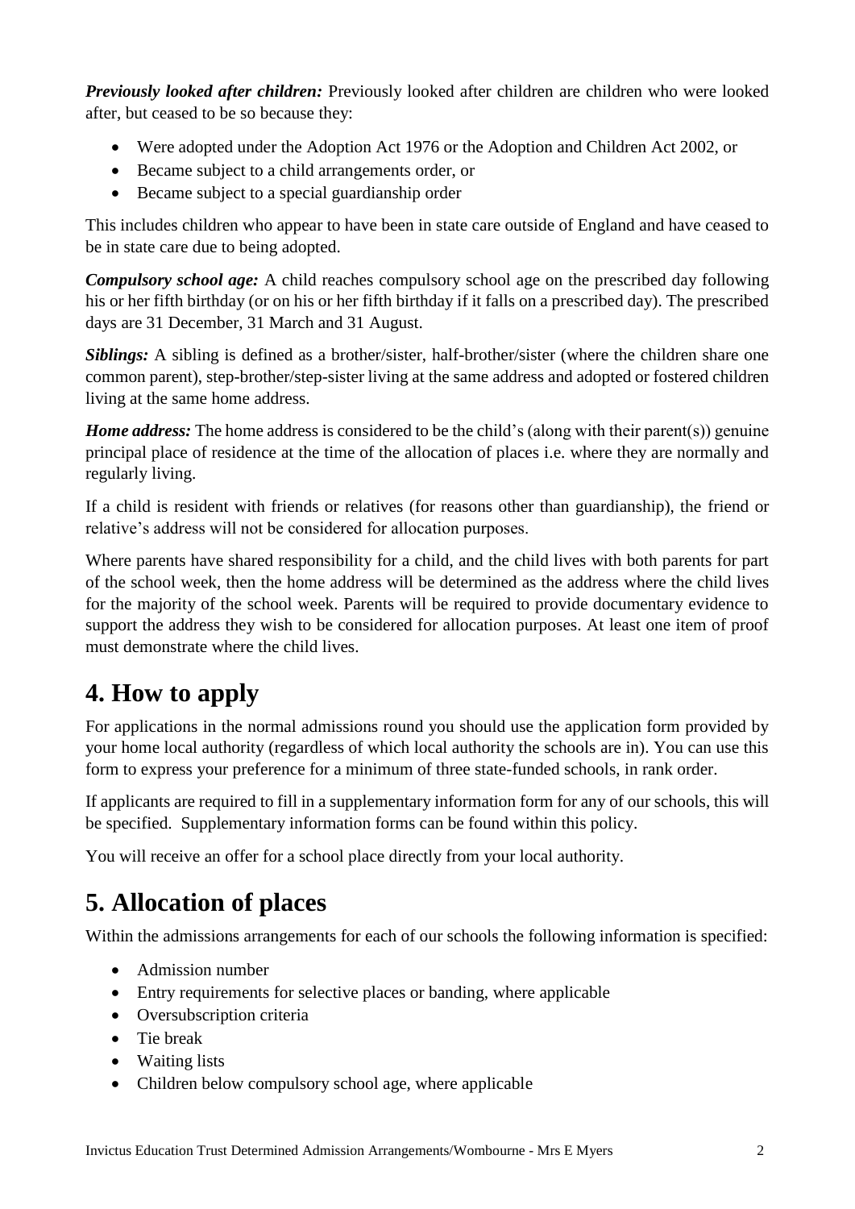***Previously looked after children:*** Previously looked after children are children who were looked after, but ceased to be so because they:

- Were adopted under the Adoption Act 1976 or the Adoption and Children Act 2002, or
- Became subject to a child arrangements order, or
- Became subject to a special guardianship order

This includes children who appear to have been in state care outside of England and have ceased to be in state care due to being adopted.

***Compulsory school age:*** A child reaches compulsory school age on the prescribed day following his or her fifth birthday (or on his or her fifth birthday if it falls on a prescribed day). The prescribed days are 31 December, 31 March and 31 August.

***Siblings:*** A sibling is defined as a brother/sister, half-brother/sister (where the children share one common parent), step-brother/step-sister living at the same address and adopted or fostered children living at the same home address.

***Home address:*** The home address is considered to be the child's (along with their parent(s)) genuine principal place of residence at the time of the allocation of places i.e. where they are normally and regularly living.

If a child is resident with friends or relatives (for reasons other than guardianship), the friend or relative's address will not be considered for allocation purposes.

Where parents have shared responsibility for a child, and the child lives with both parents for part of the school week, then the home address will be determined as the address where the child lives for the majority of the school week. Parents will be required to provide documentary evidence to support the address they wish to be considered for allocation purposes. At least one item of proof must demonstrate where the child lives.

# 4. How to apply

For applications in the normal admissions round you should use the application form provided by your home local authority (regardless of which local authority the schools are in). You can use this form to express your preference for a minimum of three state-funded schools, in rank order.

If applicants are required to fill in a supplementary information form for any of our schools, this will be specified. Supplementary information forms can be found within this policy.

You will receive an offer for a school place directly from your local authority.

# 5. Allocation of places

Within the admissions arrangements for each of our schools the following information is specified:

- Admission number
- Entry requirements for selective places or banding, where applicable
- Oversubscription criteria
- Tie break
- Waiting lists
- Children below compulsory school age, where applicable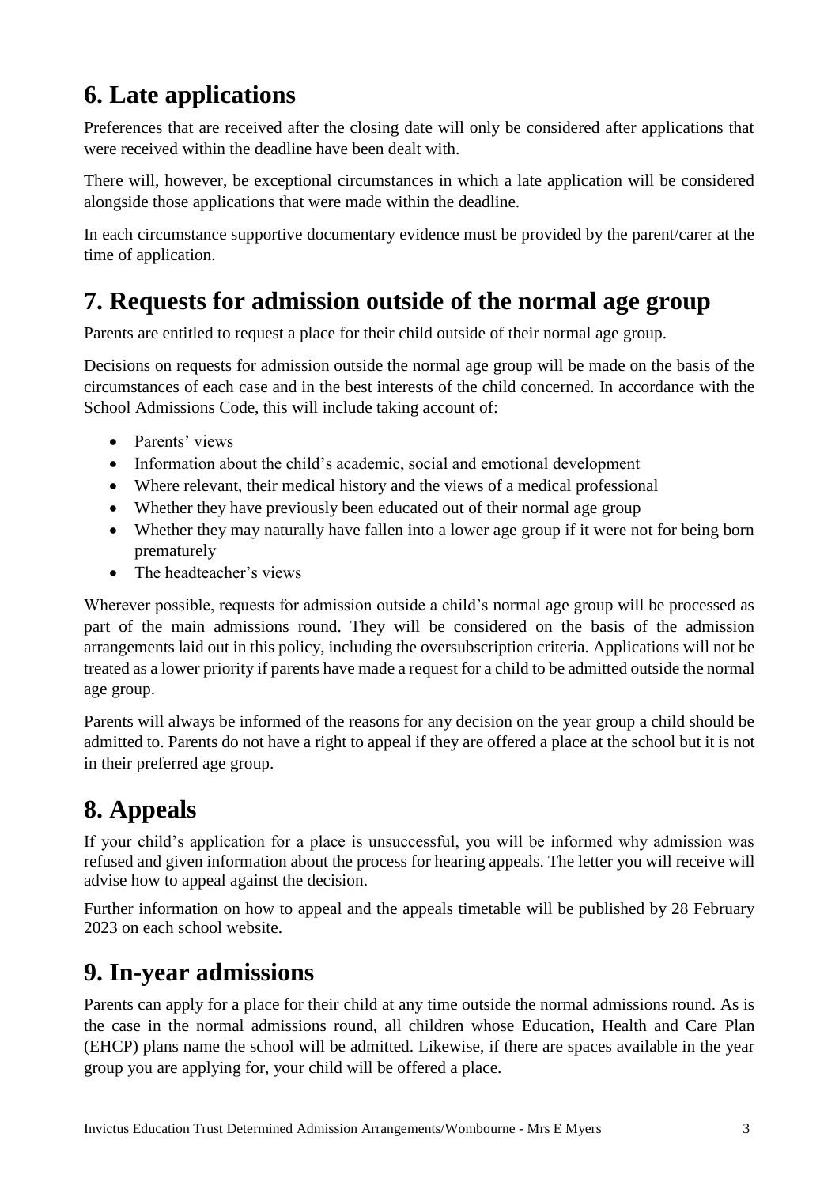## 6. Late applications

Preferences that are received after the closing date will only be considered after applications that were received within the deadline have been dealt with.

There will, however, be exceptional circumstances in which a late application will be considered alongside those applications that were made within the deadline.

In each circumstance supportive documentary evidence must be provided by the parent/carer at the time of application.

## 7. Requests for admission outside of the normal age group

Parents are entitled to request a place for their child outside of their normal age group.

Decisions on requests for admission outside the normal age group will be made on the basis of the circumstances of each case and in the best interests of the child concerned. In accordance with the School Admissions Code, this will include taking account of:

- Parents' views
- Information about the child's academic, social and emotional development
- Where relevant, their medical history and the views of a medical professional
- Whether they have previously been educated out of their normal age group
- Whether they may naturally have fallen into a lower age group if it were not for being born prematurely
- The headteacher's views

Wherever possible, requests for admission outside a child's normal age group will be processed as part of the main admissions round. They will be considered on the basis of the admission arrangements laid out in this policy, including the oversubscription criteria. Applications will not be treated as a lower priority if parents have made a request for a child to be admitted outside the normal age group.

Parents will always be informed of the reasons for any decision on the year group a child should be admitted to. Parents do not have a right to appeal if they are offered a place at the school but it is not in their preferred age group.

## 8. Appeals

If your child's application for a place is unsuccessful, you will be informed why admission was refused and given information about the process for hearing appeals. The letter you will receive will advise how to appeal against the decision.

Further information on how to appeal and the appeals timetable will be published by 28 February 2023 on each school website.

## 9. In-year admissions

Parents can apply for a place for their child at any time outside the normal admissions round. As is the case in the normal admissions round, all children whose Education, Health and Care Plan (EHCP) plans name the school will be admitted. Likewise, if there are spaces available in the year group you are applying for, your child will be offered a place.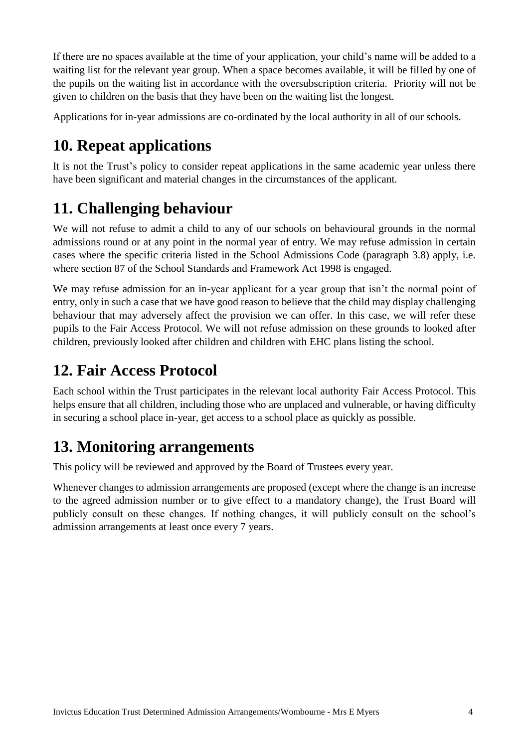If there are no spaces available at the time of your application, your child's name will be added to a waiting list for the relevant year group. When a space becomes available, it will be filled by one of the pupils on the waiting list in accordance with the oversubscription criteria. Priority will not be given to children on the basis that they have been on the waiting list the longest.

Applications for in-year admissions are co-ordinated by the local authority in all of our schools.

## 10. Repeat applications

It is not the Trust's policy to consider repeat applications in the same academic year unless there have been significant and material changes in the circumstances of the applicant.

## 11. Challenging behaviour

We will not refuse to admit a child to any of our schools on behavioural grounds in the normal admissions round or at any point in the normal year of entry. We may refuse admission in certain cases where the specific criteria listed in the School Admissions Code (paragraph 3.8) apply, i.e. where section 87 of the School Standards and Framework Act 1998 is engaged.

We may refuse admission for an in-year applicant for a year group that isn't the normal point of entry, only in such a case that we have good reason to believe that the child may display challenging behaviour that may adversely affect the provision we can offer. In this case, we will refer these pupils to the Fair Access Protocol. We will not refuse admission on these grounds to looked after children, previously looked after children and children with EHC plans listing the school.

## 12. Fair Access Protocol

Each school within the Trust participates in the relevant local authority Fair Access Protocol. This helps ensure that all children, including those who are unplaced and vulnerable, or having difficulty in securing a school place in-year, get access to a school place as quickly as possible.

## 13. Monitoring arrangements

This policy will be reviewed and approved by the Board of Trustees every year.

Whenever changes to admission arrangements are proposed (except where the change is an increase to the agreed admission number or to give effect to a mandatory change), the Trust Board will publicly consult on these changes. If nothing changes, it will publicly consult on the school's admission arrangements at least once every 7 years.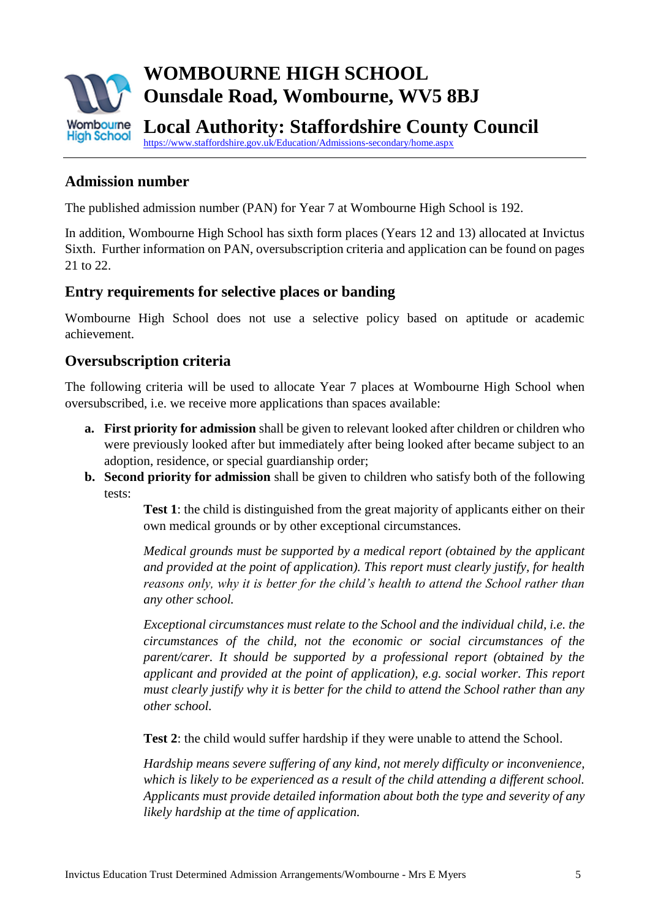# WOMBOURNE HIGH SCHOOL
# Ounsdale Road, Wombourne, WV5 8BJ

# Local Authority: Staffordshire County Council

https://www.staffordshire.gov.uk/Education/Admissions-secondary/home.aspx

---

## Admission number

The published admission number (PAN) for Year 7 at Wombourne High School is 192.

In addition, Wombourne High School has sixth form places (Years 12 and 13) allocated at Invictus Sixth. Further information on PAN, oversubscription criteria and application can be found on pages 21 to 22.

## Entry requirements for selective places or banding

Wombourne High School does not use a selective policy based on aptitude or academic achievement.

## Oversubscription criteria

The following criteria will be used to allocate Year 7 places at Wombourne High School when oversubscribed, i.e. we receive more applications than spaces available:

**a. First priority for admission** shall be given to relevant looked after children or children who were previously looked after but immediately after being looked after became subject to an adoption, residence, or special guardianship order;

**b. Second priority for admission** shall be given to children who satisfy both of the following tests:

> **Test 1**: the child is distinguished from the great majority of applicants either on their own medical grounds or by other exceptional circumstances.
>
> *Medical grounds must be supported by a medical report (obtained by the applicant and provided at the point of application). This report must clearly justify, for health reasons only, why it is better for the child's health to attend the School rather than any other school.*
>
> *Exceptional circumstances must relate to the School and the individual child, i.e. the circumstances of the child, not the economic or social circumstances of the parent/carer. It should be supported by a professional report (obtained by the applicant and provided at the point of application), e.g. social worker. This report must clearly justify why it is better for the child to attend the School rather than any other school.*
>
> **Test 2**: the child would suffer hardship if they were unable to attend the School.
>
> *Hardship means severe suffering of any kind, not merely difficulty or inconvenience, which is likely to be experienced as a result of the child attending a different school. Applicants must provide detailed information about both the type and severity of any likely hardship at the time of application.*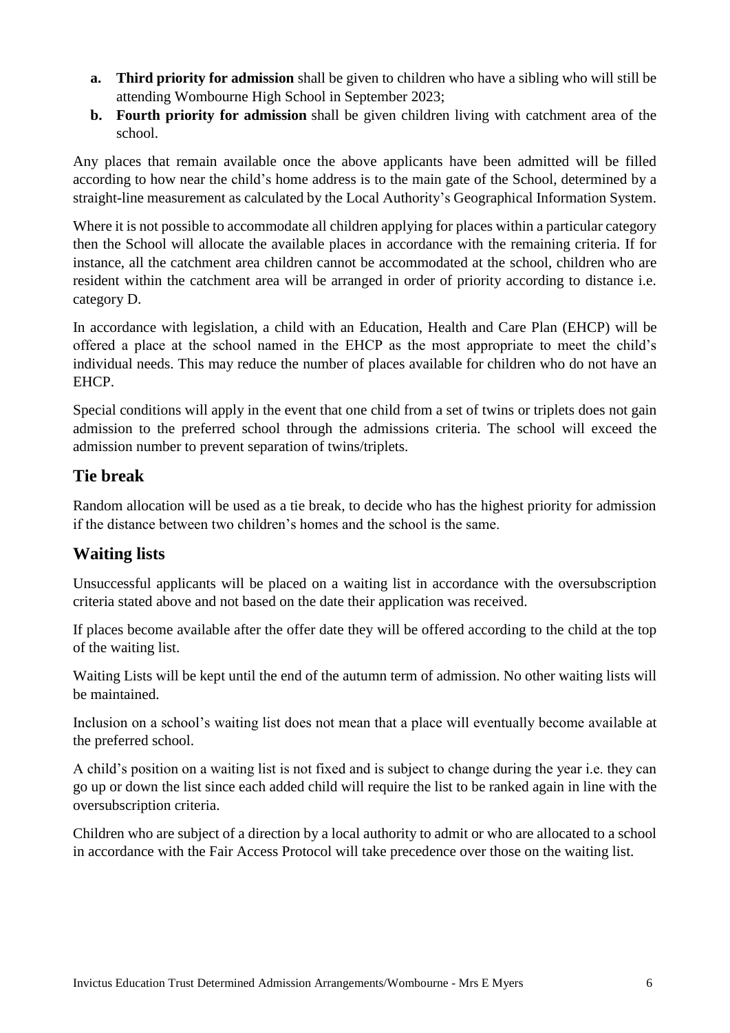a. **Third priority for admission** shall be given to children who have a sibling who will still be attending Wombourne High School in September 2023;
b. **Fourth priority for admission** shall be given children living with catchment area of the school.

Any places that remain available once the above applicants have been admitted will be filled according to how near the child's home address is to the main gate of the School, determined by a straight-line measurement as calculated by the Local Authority's Geographical Information System.

Where it is not possible to accommodate all children applying for places within a particular category then the School will allocate the available places in accordance with the remaining criteria. If for instance, all the catchment area children cannot be accommodated at the school, children who are resident within the catchment area will be arranged in order of priority according to distance i.e. category D.

In accordance with legislation, a child with an Education, Health and Care Plan (EHCP) will be offered a place at the school named in the EHCP as the most appropriate to meet the child's individual needs. This may reduce the number of places available for children who do not have an EHCP.

Special conditions will apply in the event that one child from a set of twins or triplets does not gain admission to the preferred school through the admissions criteria. The school will exceed the admission number to prevent separation of twins/triplets.

## Tie break

Random allocation will be used as a tie break, to decide who has the highest priority for admission if the distance between two children's homes and the school is the same.

## Waiting lists

Unsuccessful applicants will be placed on a waiting list in accordance with the oversubscription criteria stated above and not based on the date their application was received.

If places become available after the offer date they will be offered according to the child at the top of the waiting list.

Waiting Lists will be kept until the end of the autumn term of admission. No other waiting lists will be maintained.

Inclusion on a school's waiting list does not mean that a place will eventually become available at the preferred school.

A child's position on a waiting list is not fixed and is subject to change during the year i.e. they can go up or down the list since each added child will require the list to be ranked again in line with the oversubscription criteria.

Children who are subject of a direction by a local authority to admit or who are allocated to a school in accordance with the Fair Access Protocol will take precedence over those on the waiting list.